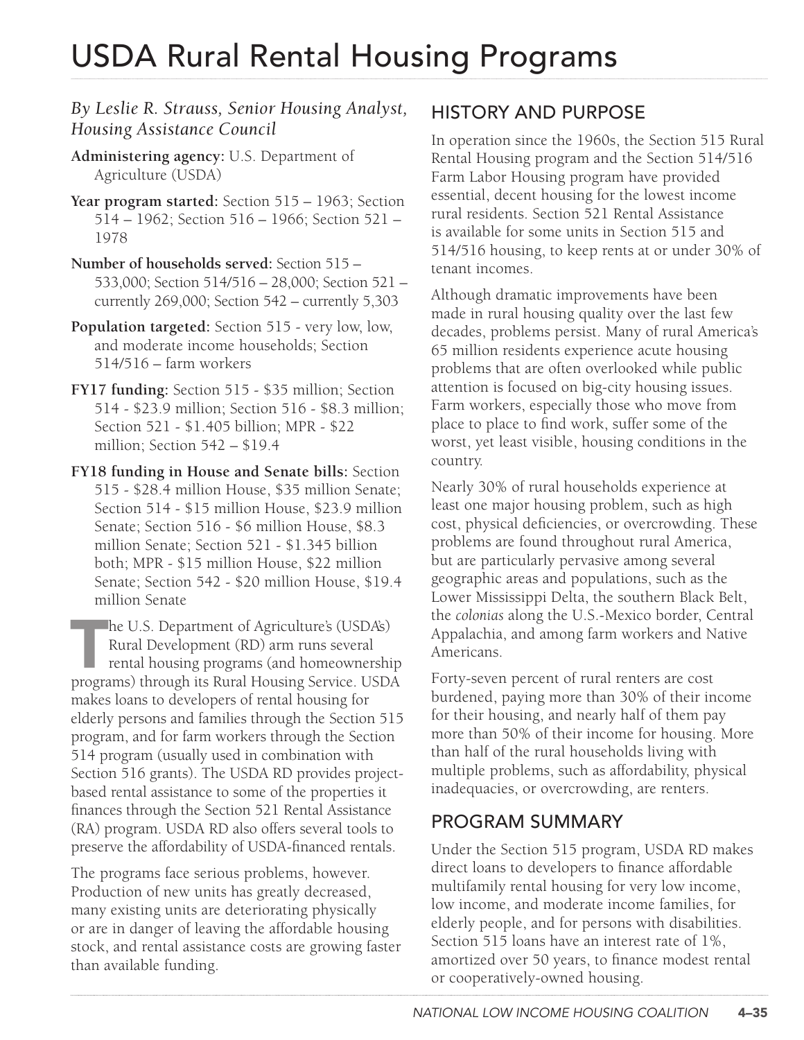# USDA Rural Rental Housing Programs

*By Leslie R. Strauss, Senior Housing Analyst, Housing Assistance Council*

**Administering agency:** U.S. Department of Agriculture (USDA)

**Year program started:** Section 515 – 1963; Section 514 – 1962; Section 516 – 1966; Section 521 – 1978

**Number of households served:** Section 515 – 533,000; Section 514/516 – 28,000; Section 521 – currently 269,000; Section 542 – currently 5,303

**Population targeted:** Section 515 - very low, low, and moderate income households; Section 514/516 – farm workers

**FY17 funding:** Section 515 - $35 million; Section 514 - $23.9 million; Section 516 - $8.3 million; Section 521 - $1.405 billion; MPR - $22 million; Section 542 – $19.4

**FY18 funding in House and Senate bills:** Section 515 - $28.4 million House, $35 million Senate; Section 514 - $15 million House, $23.9 million Senate; Section 516 - $6 million House, $8.3 million Senate; Section 521 - $1.345 billion both; MPR - $15 million House, $22 million Senate; Section 542 - $20 million House, $19.4 million Senate

The U.S. Department of Agriculture's (USDA's) Rural Development (RD) arm runs several rental housing programs (and homeownership programs) through its Rural Housing Service. USDA makes loans to developers of rental housing for elderly persons and families through the Section 515 program, and for farm workers through the Section 514 program (usually used in combination with Section 516 grants). The USDA RD provides project-based rental assistance to some of the properties it finances through the Section 521 Rental Assistance (RA) program. USDA RD also offers several tools to preserve the affordability of USDA-financed rentals.

The programs face serious problems, however. Production of new units has greatly decreased, many existing units are deteriorating physically or are in danger of leaving the affordable housing stock, and rental assistance costs are growing faster than available funding.

## HISTORY AND PURPOSE

In operation since the 1960s, the Section 515 Rural Rental Housing program and the Section 514/516 Farm Labor Housing program have provided essential, decent housing for the lowest income rural residents. Section 521 Rental Assistance is available for some units in Section 515 and 514/516 housing, to keep rents at or under 30% of tenant incomes.

Although dramatic improvements have been made in rural housing quality over the last few decades, problems persist. Many of rural America's 65 million residents experience acute housing problems that are often overlooked while public attention is focused on big-city housing issues. Farm workers, especially those who move from place to place to find work, suffer some of the worst, yet least visible, housing conditions in the country.

Nearly 30% of rural households experience at least one major housing problem, such as high cost, physical deficiencies, or overcrowding. These problems are found throughout rural America, but are particularly pervasive among several geographic areas and populations, such as the Lower Mississippi Delta, the southern Black Belt, the *colonias* along the U.S.-Mexico border, Central Appalachia, and among farm workers and Native Americans.

Forty-seven percent of rural renters are cost burdened, paying more than 30% of their income for their housing, and nearly half of them pay more than 50% of their income for housing. More than half of the rural households living with multiple problems, such as affordability, physical inadequacies, or overcrowding, are renters.

## PROGRAM SUMMARY

Under the Section 515 program, USDA RD makes direct loans to developers to finance affordable multifamily rental housing for very low income, low income, and moderate income families, for elderly people, and for persons with disabilities. Section 515 loans have an interest rate of 1%, amortized over 50 years, to finance modest rental or cooperatively-owned housing.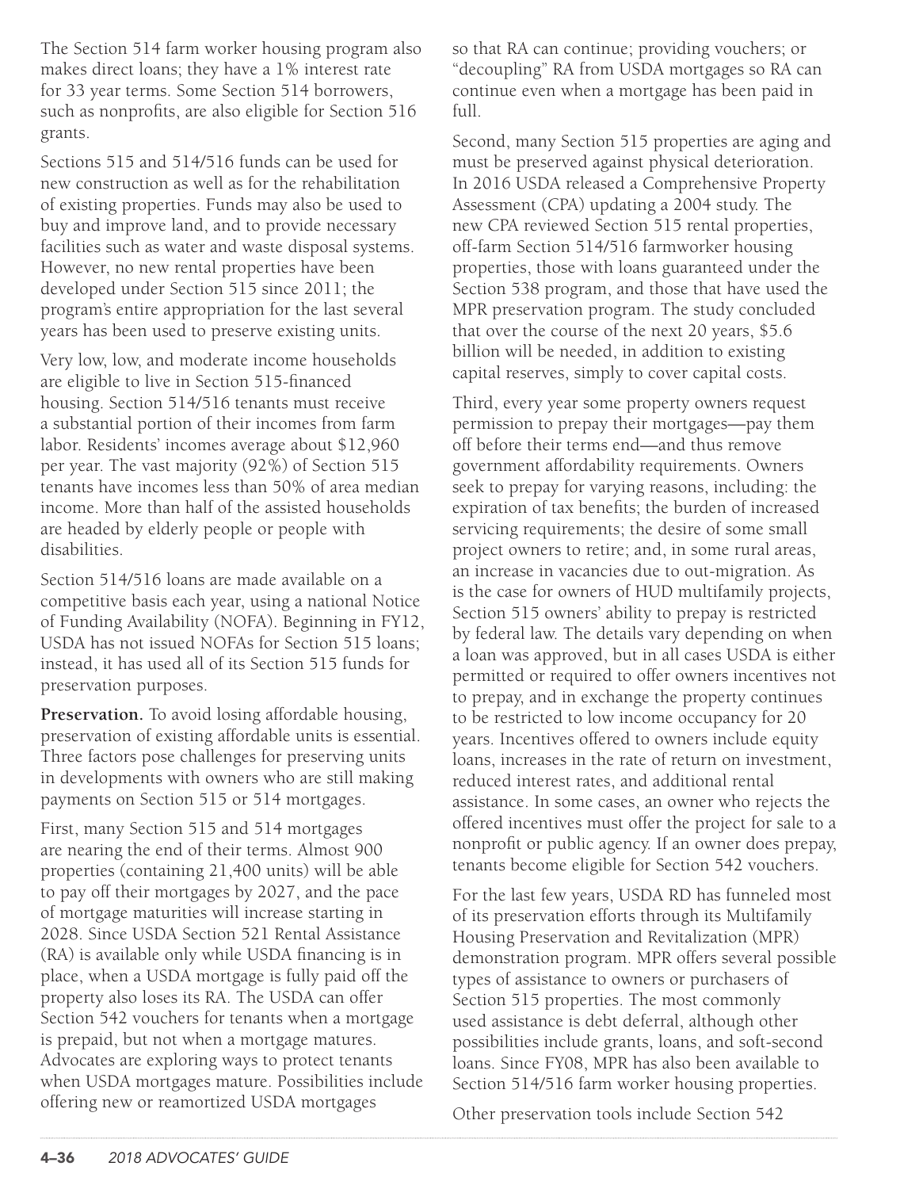The Section 514 farm worker housing program also makes direct loans; they have a 1% interest rate for 33 year terms. Some Section 514 borrowers, such as nonprofits, are also eligible for Section 516 grants.

Sections 515 and 514/516 funds can be used for new construction as well as for the rehabilitation of existing properties. Funds may also be used to buy and improve land, and to provide necessary facilities such as water and waste disposal systems. However, no new rental properties have been developed under Section 515 since 2011; the program's entire appropriation for the last several years has been used to preserve existing units.

Very low, low, and moderate income households are eligible to live in Section 515-financed housing. Section 514/516 tenants must receive a substantial portion of their incomes from farm labor. Residents' incomes average about $12,960 per year. The vast majority (92%) of Section 515 tenants have incomes less than 50% of area median income. More than half of the assisted households are headed by elderly people or people with disabilities.

Section 514/516 loans are made available on a competitive basis each year, using a national Notice of Funding Availability (NOFA). Beginning in FY12, USDA has not issued NOFAs for Section 515 loans; instead, it has used all of its Section 515 funds for preservation purposes.

**Preservation.** To avoid losing affordable housing, preservation of existing affordable units is essential. Three factors pose challenges for preserving units in developments with owners who are still making payments on Section 515 or 514 mortgages.

First, many Section 515 and 514 mortgages are nearing the end of their terms. Almost 900 properties (containing 21,400 units) will be able to pay off their mortgages by 2027, and the pace of mortgage maturities will increase starting in 2028. Since USDA Section 521 Rental Assistance (RA) is available only while USDA financing is in place, when a USDA mortgage is fully paid off the property also loses its RA. The USDA can offer Section 542 vouchers for tenants when a mortgage is prepaid, but not when a mortgage matures. Advocates are exploring ways to protect tenants when USDA mortgages mature. Possibilities include offering new or reamortized USDA mortgages so that RA can continue; providing vouchers; or "decoupling" RA from USDA mortgages so RA can continue even when a mortgage has been paid in full.

Second, many Section 515 properties are aging and must be preserved against physical deterioration. In 2016 USDA released a Comprehensive Property Assessment (CPA) updating a 2004 study. The new CPA reviewed Section 515 rental properties, off-farm Section 514/516 farmworker housing properties, those with loans guaranteed under the Section 538 program, and those that have used the MPR preservation program. The study concluded that over the course of the next 20 years, $5.6 billion will be needed, in addition to existing capital reserves, simply to cover capital costs.

Third, every year some property owners request permission to prepay their mortgages—pay them off before their terms end—and thus remove government affordability requirements. Owners seek to prepay for varying reasons, including: the expiration of tax benefits; the burden of increased servicing requirements; the desire of some small project owners to retire; and, in some rural areas, an increase in vacancies due to out-migration. As is the case for owners of HUD multifamily projects, Section 515 owners' ability to prepay is restricted by federal law. The details vary depending on when a loan was approved, but in all cases USDA is either permitted or required to offer owners incentives not to prepay, and in exchange the property continues to be restricted to low income occupancy for 20 years. Incentives offered to owners include equity loans, increases in the rate of return on investment, reduced interest rates, and additional rental assistance. In some cases, an owner who rejects the offered incentives must offer the project for sale to a nonprofit or public agency. If an owner does prepay, tenants become eligible for Section 542 vouchers.

For the last few years, USDA RD has funneled most of its preservation efforts through its Multifamily Housing Preservation and Revitalization (MPR) demonstration program. MPR offers several possible types of assistance to owners or purchasers of Section 515 properties. The most commonly used assistance is debt deferral, although other possibilities include grants, loans, and soft-second loans. Since FY08, MPR has also been available to Section 514/516 farm worker housing properties.

Other preservation tools include Section 542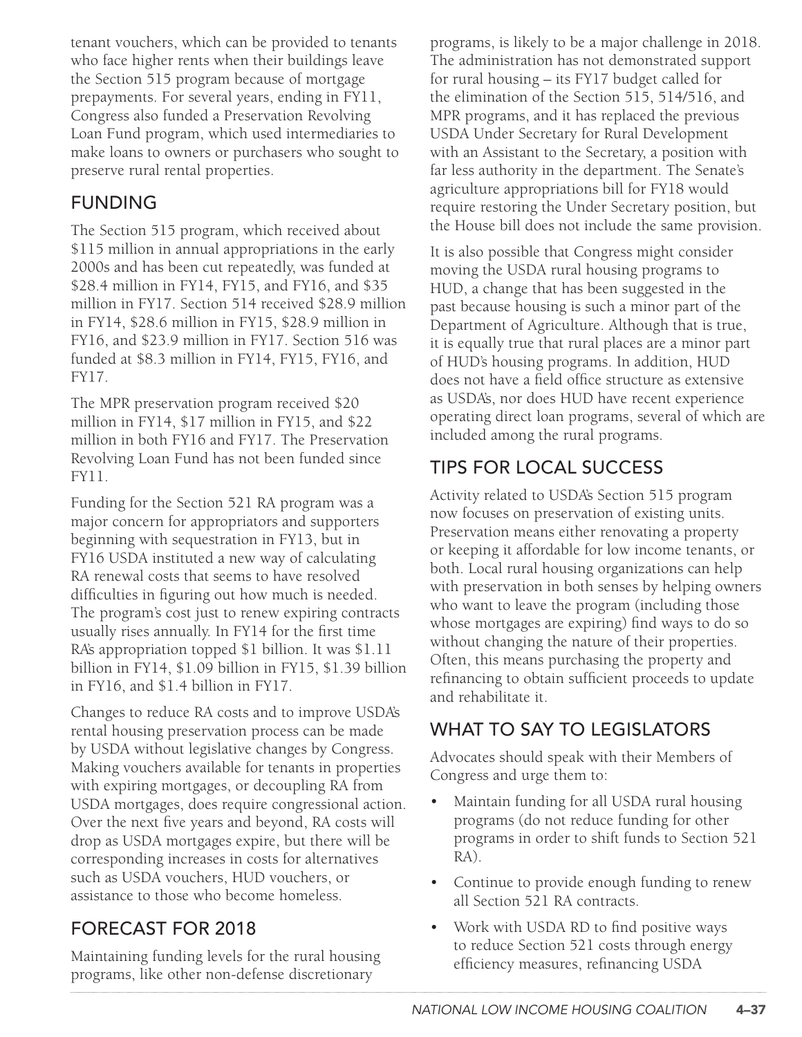tenant vouchers, which can be provided to tenants who face higher rents when their buildings leave the Section 515 program because of mortgage prepayments. For several years, ending in FY11, Congress also funded a Preservation Revolving Loan Fund program, which used intermediaries to make loans to owners or purchasers who sought to preserve rural rental properties.

## FUNDING

The Section 515 program, which received about $115 million in annual appropriations in the early 2000s and has been cut repeatedly, was funded at $28.4 million in FY14, FY15, and FY16, and $35 million in FY17. Section 514 received $28.9 million in FY14, $28.6 million in FY15, $28.9 million in FY16, and $23.9 million in FY17. Section 516 was funded at $8.3 million in FY14, FY15, FY16, and FY17.

The MPR preservation program received $20 million in FY14, $17 million in FY15, and $22 million in both FY16 and FY17. The Preservation Revolving Loan Fund has not been funded since FY11.

Funding for the Section 521 RA program was a major concern for appropriators and supporters beginning with sequestration in FY13, but in FY16 USDA instituted a new way of calculating RA renewal costs that seems to have resolved difficulties in figuring out how much is needed. The program's cost just to renew expiring contracts usually rises annually. In FY14 for the first time RA's appropriation topped $1 billion. It was $1.11 billion in FY14, $1.09 billion in FY15, $1.39 billion in FY16, and $1.4 billion in FY17.

Changes to reduce RA costs and to improve USDA's rental housing preservation process can be made by USDA without legislative changes by Congress. Making vouchers available for tenants in properties with expiring mortgages, or decoupling RA from USDA mortgages, does require congressional action. Over the next five years and beyond, RA costs will drop as USDA mortgages expire, but there will be corresponding increases in costs for alternatives such as USDA vouchers, HUD vouchers, or assistance to those who become homeless.

## FORECAST FOR 2018

Maintaining funding levels for the rural housing programs, like other non-defense discretionary programs, is likely to be a major challenge in 2018. The administration has not demonstrated support for rural housing – its FY17 budget called for the elimination of the Section 515, 514/516, and MPR programs, and it has replaced the previous USDA Under Secretary for Rural Development with an Assistant to the Secretary, a position with far less authority in the department. The Senate's agriculture appropriations bill for FY18 would require restoring the Under Secretary position, but the House bill does not include the same provision.

It is also possible that Congress might consider moving the USDA rural housing programs to HUD, a change that has been suggested in the past because housing is such a minor part of the Department of Agriculture. Although that is true, it is equally true that rural places are a minor part of HUD's housing programs. In addition, HUD does not have a field office structure as extensive as USDA's, nor does HUD have recent experience operating direct loan programs, several of which are included among the rural programs.

## TIPS FOR LOCAL SUCCESS

Activity related to USDA's Section 515 program now focuses on preservation of existing units. Preservation means either renovating a property or keeping it affordable for low income tenants, or both. Local rural housing organizations can help with preservation in both senses by helping owners who want to leave the program (including those whose mortgages are expiring) find ways to do so without changing the nature of their properties. Often, this means purchasing the property and refinancing to obtain sufficient proceeds to update and rehabilitate it.

## WHAT TO SAY TO LEGISLATORS

Advocates should speak with their Members of Congress and urge them to:

- Maintain funding for all USDA rural housing programs (do not reduce funding for other programs in order to shift funds to Section 521 RA).
- Continue to provide enough funding to renew all Section 521 RA contracts.
- Work with USDA RD to find positive ways to reduce Section 521 costs through energy efficiency measures, refinancing USDA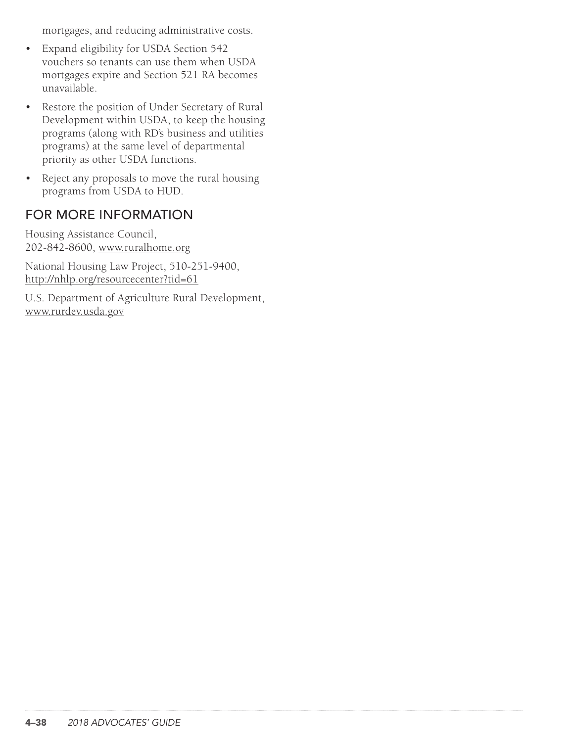mortgages, and reducing administrative costs.

- Expand eligibility for USDA Section 542 vouchers so tenants can use them when USDA mortgages expire and Section 521 RA becomes unavailable.
- Restore the position of Under Secretary of Rural Development within USDA, to keep the housing programs (along with RD's business and utilities programs) at the same level of departmental priority as other USDA functions.
- Reject any proposals to move the rural housing programs from USDA to HUD.

## FOR MORE INFORMATION

Housing Assistance Council, 202-842-8600, www.ruralhome.org

National Housing Law Project, 510-251-9400, http://nhlp.org/resourcecenter?tid=61

U.S. Department of Agriculture Rural Development, www.rurdev.usda.gov